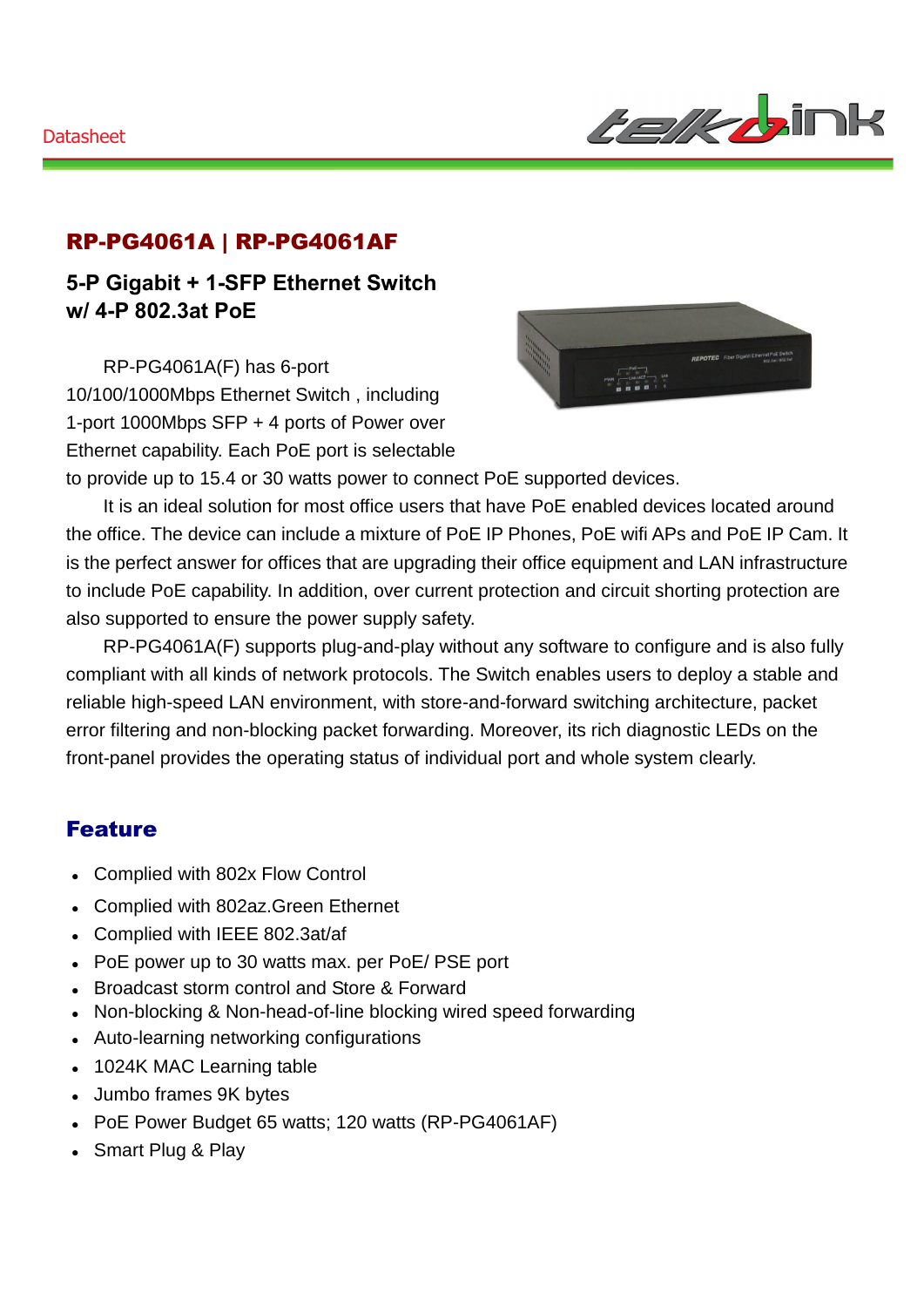Datasheet

# RP-PG4061A | RP-PG4061AF

## 5-P Gigabit + 1-SFP Ethernet Switch w/ 4-P 802.3at PoE

RP-PG4061A(F) has 6-port 10/100/1000Mbps Ethernet Switch , including 1-port 1000Mbps SFP + 4 ports of Power over Ethernet capability. Each PoE port is selectable to provide up to 15.4 or 30 watts power to connect PoE supported devices.

It is an ideal solution for most office users that have PoE enabled devices located around the office. The device can include a mixture of PoE IP Phones, PoE wifi APs and PoE IP Cam. It is the perfect answer for offices that are upgrading their office equipment and LAN infrastructure to include PoE capability. In addition, over current protection and circuit shorting protection are also supported to ensure the power supply safety.

RP-PG4061A(F) supports plug-and-play without any software to configure and is also fully compliant with all kinds of network protocols. The Switch enables users to deploy a stable and reliable high-speed LAN environment, with store-and-forward switching architecture, packet error filtering and non-blocking packet forwarding. Moreover, its rich diagnostic LEDs on the front-panel provides the operating status of individual port and whole system clearly.

## Feature

- Complied with 802x Flow Control
- Complied with 802az.Green Ethernet
- Complied with IEEE 802.3at/af
- PoE power up to 30 watts max. per PoE/ PSE port
- Broadcast storm control and Store & Forward
- Non-blocking & Non-head-of-line blocking wired speed forwarding
- Auto-learning networking configurations
- 1024K MAC Learning table
- Jumbo frames 9K bytes
- PoE Power Budget 65 watts; 120 watts (RP-PG4061AF)
- Smart Plug & Play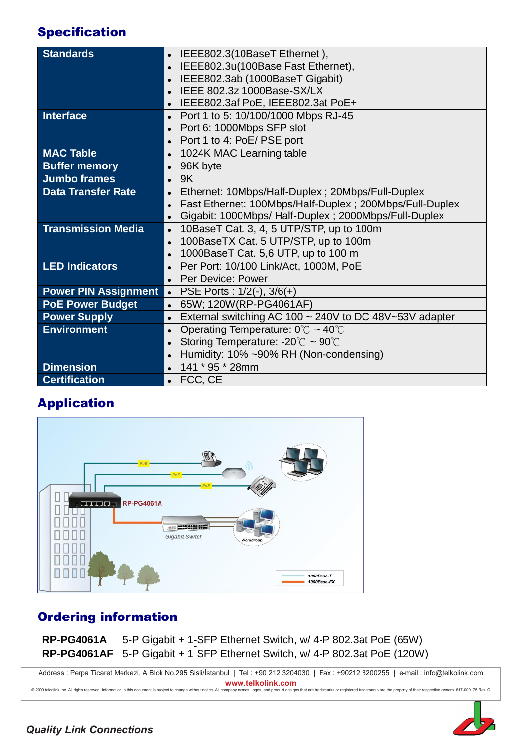## Specification

| | |
|---|---|
| **Standards** | • IEEE802.3(10BaseT Ethernet ),<br>• IEEE802.3u(100Base Fast Ethernet),<br>• IEEE802.3ab (1000BaseT Gigabit)<br>• IEEE 802.3z 1000Base-SX/LX<br>• IEEE802.3af PoE, IEEE802.3at PoE+ |
| **Interface** | • Port 1 to 5: 10/100/1000 Mbps RJ-45<br>• Port 6: 1000Mbps SFP slot<br>• Port 1 to 4: PoE/ PSE port |
| **MAC Table** | • 1024K MAC Learning table |
| **Buffer memory** | • 96K byte |
| **Jumbo frames** | • 9K |
| **Data Transfer Rate** | • Ethernet: 10Mbps/Half-Duplex ; 20Mbps/Full-Duplex<br>• Fast Ethernet: 100Mbps/Half-Duplex ; 200Mbps/Full-Duplex<br>• Gigabit: 1000Mbps/ Half-Duplex ; 2000Mbps/Full-Duplex |
| **Transmission Media** | • 10BaseT Cat. 3, 4, 5 UTP/STP, up to 100m<br>• 100BaseTX Cat. 5 UTP/STP, up to 100m<br>• 1000BaseT Cat. 5,6 UTP, up to 100 m |
| **LED Indicators** | • Per Port: 10/100 Link/Act, 1000M, PoE<br>• Per Device: Power |
| **Power PIN Assignment** | • PSE Ports : 1/2(-), 3/6(+) |
| **PoE Power Budget** | • 65W; 120W(RP-PG4061AF) |
| **Power Supply** | • External switching AC 100 ~ 240V to DC 48V~53V adapter |
| **Environment** | • Operating Temperature: 0℃ ~ 40℃<br>• Storing Temperature: -20℃ ~ 90℃<br>• Humidity: 10% ~90% RH (Non-condensing) |
| **Dimension** | • 141 * 95 * 28mm |
| **Certification** | • FCC, CE |

## Application

PoE
PoE
PoE
RP-PG4061A
Gigabit Switch
Workgroup
1000Base-T
1000Base-FX

## Ordering information

**RP-PG4061A** 5-P Gigabit + 1-SFP Ethernet Switch, w/ 4-P 802.3at PoE (65W)
**RP-PG4061AF** 5-P Gigabit + 1 SFP Ethernet Switch, w/ 4-P 802.3at PoE (120W)

Address : Perpa Ticaret Merkezi, A Blok No.295 Sisli/İstanbul | Tel : +90 212 3204030 | Fax : +90212 3200255 | e-mail : info@telkolink.com
**www.telkolink.com**

© 2009 telcolink Inc. All rights reserved. Information in this document is subject to change without notice. All company names, logos, and product designs that are trademarks or registered trademarks are the property of their respective owners. 617-000175 Rev. C

***Quality Link Connections***